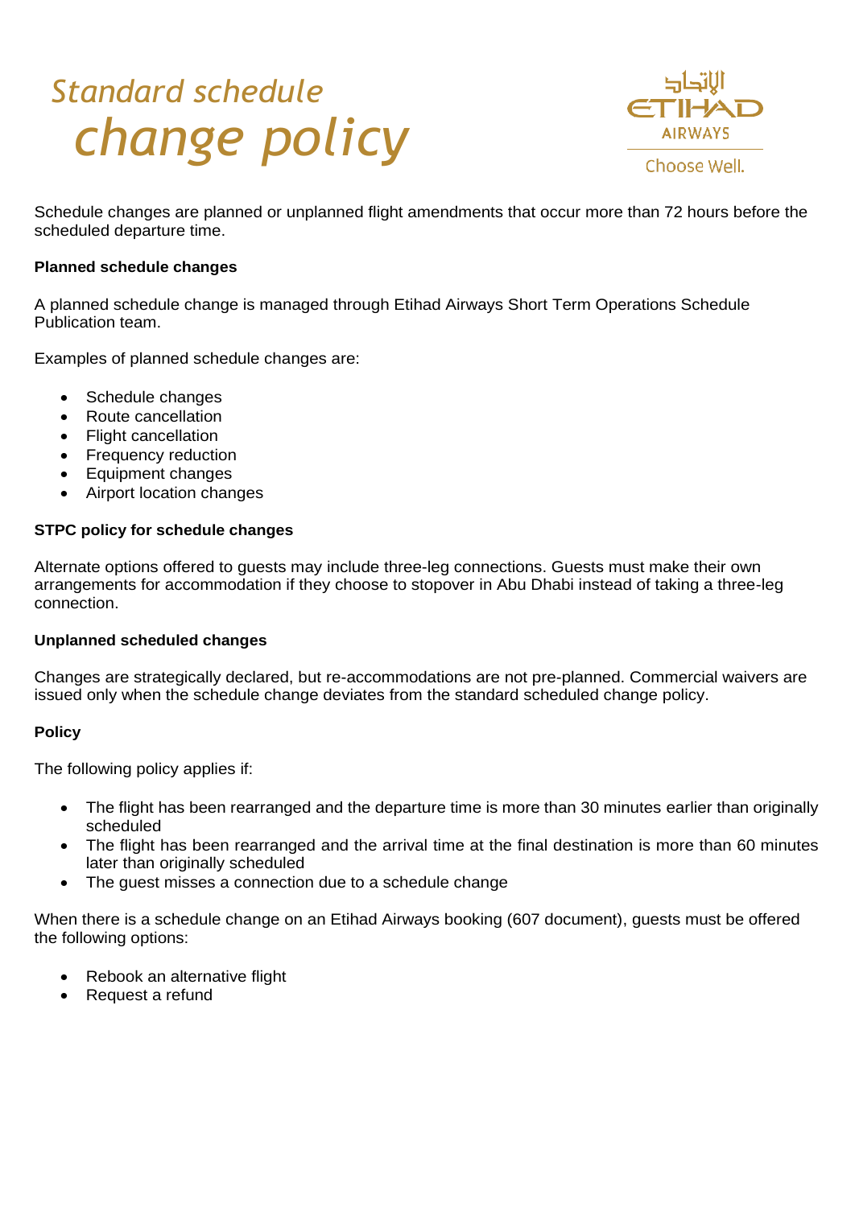# Standard schedule change policy

Schedule changes are planned or unplanned flight amendments that occur more than 72 hours before the scheduled departure time.

**Planned schedule changes**

A planned schedule change is managed through Etihad Airways Short Term Operations Schedule Publication team.

Examples of planned schedule changes are:

- Schedule changes
- Route cancellation
- Flight cancellation
- Frequency reduction
- Equipment changes
- Airport location changes

**STPC policy for schedule changes**

Alternate options offered to guests may include three-leg connections. Guests must make their own arrangements for accommodation if they choose to stopover in Abu Dhabi instead of taking a three-leg connection.

**Unplanned scheduled changes**

Changes are strategically declared, but re-accommodations are not pre-planned. Commercial waivers are issued only when the schedule change deviates from the standard scheduled change policy.

**Policy**

The following policy applies if:

- The flight has been rearranged and the departure time is more than 30 minutes earlier than originally scheduled
- The flight has been rearranged and the arrival time at the final destination is more than 60 minutes later than originally scheduled
- The guest misses a connection due to a schedule change

When there is a schedule change on an Etihad Airways booking (607 document), guests must be offered the following options:

- Rebook an alternative flight
- Request a refund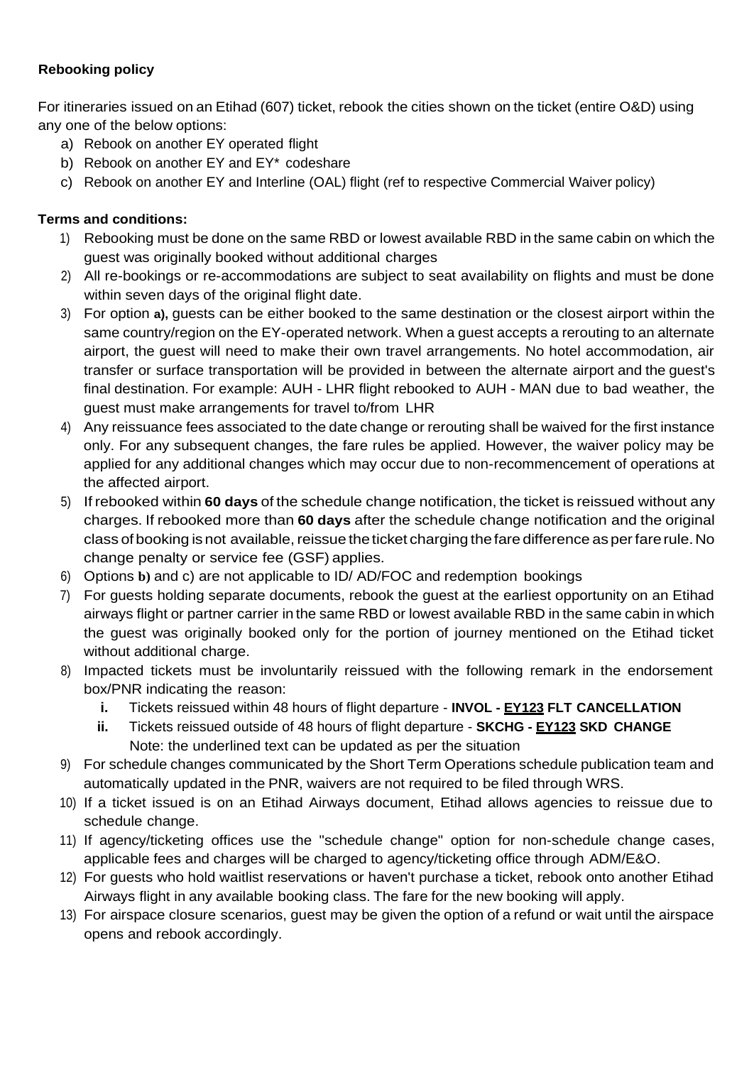**Rebooking policy**

For itineraries issued on an Etihad (607) ticket, rebook the cities shown on the ticket (entire O&D) using any one of the below options:

a) Rebook on another EY operated flight
b) Rebook on another EY and EY* codeshare
c) Rebook on another EY and Interline (OAL) flight (ref to respective Commercial Waiver policy)

**Terms and conditions:**

1) Rebooking must be done on the same RBD or lowest available RBD in the same cabin on which the guest was originally booked without additional charges
2) All re-bookings or re-accommodations are subject to seat availability on flights and must be done within seven days of the original flight date.
3) For option **a),** guests can be either booked to the same destination or the closest airport within the same country/region on the EY-operated network. When a guest accepts a rerouting to an alternate airport, the guest will need to make their own travel arrangements. No hotel accommodation, air transfer or surface transportation will be provided in between the alternate airport and the guest's final destination. For example: AUH - LHR flight rebooked to AUH - MAN due to bad weather, the guest must make arrangements for travel to/from LHR
4) Any reissuance fees associated to the date change or rerouting shall be waived for the first instance only. For any subsequent changes, the fare rules be applied. However, the waiver policy may be applied for any additional changes which may occur due to non-recommencement of operations at the affected airport.
5) If rebooked within **60 days** of the schedule change notification, the ticket is reissued without any charges. If rebooked more than **60 days** after the schedule change notification and the original class of booking is not available, reissue the ticket charging the fare difference as per fare rule. No change penalty or service fee (GSF) applies.
6) Options **b)** and c) are not applicable to ID/ AD/FOC and redemption bookings
7) For guests holding separate documents, rebook the guest at the earliest opportunity on an Etihad airways flight or partner carrier in the same RBD or lowest available RBD in the same cabin in which the guest was originally booked only for the portion of journey mentioned on the Etihad ticket without additional charge.
8) Impacted tickets must be involuntarily reissued with the following remark in the endorsement box/PNR indicating the reason:
   - **i.** Tickets reissued within 48 hours of flight departure - **INVOL - <u>EY123</u> FLT CANCELLATION**
   - **ii.** Tickets reissued outside of 48 hours of flight departure - **SKCHG - <u>EY123</u> SKD CHANGE**
     Note: the underlined text can be updated as per the situation
9) For schedule changes communicated by the Short Term Operations schedule publication team and automatically updated in the PNR, waivers are not required to be filed through WRS.
10) If a ticket issued is on an Etihad Airways document, Etihad allows agencies to reissue due to schedule change.
11) If agency/ticketing offices use the "schedule change" option for non-schedule change cases, applicable fees and charges will be charged to agency/ticketing office through ADM/E&O.
12) For guests who hold waitlist reservations or haven't purchase a ticket, rebook onto another Etihad Airways flight in any available booking class. The fare for the new booking will apply.
13) For airspace closure scenarios, guest may be given the option of a refund or wait until the airspace opens and rebook accordingly.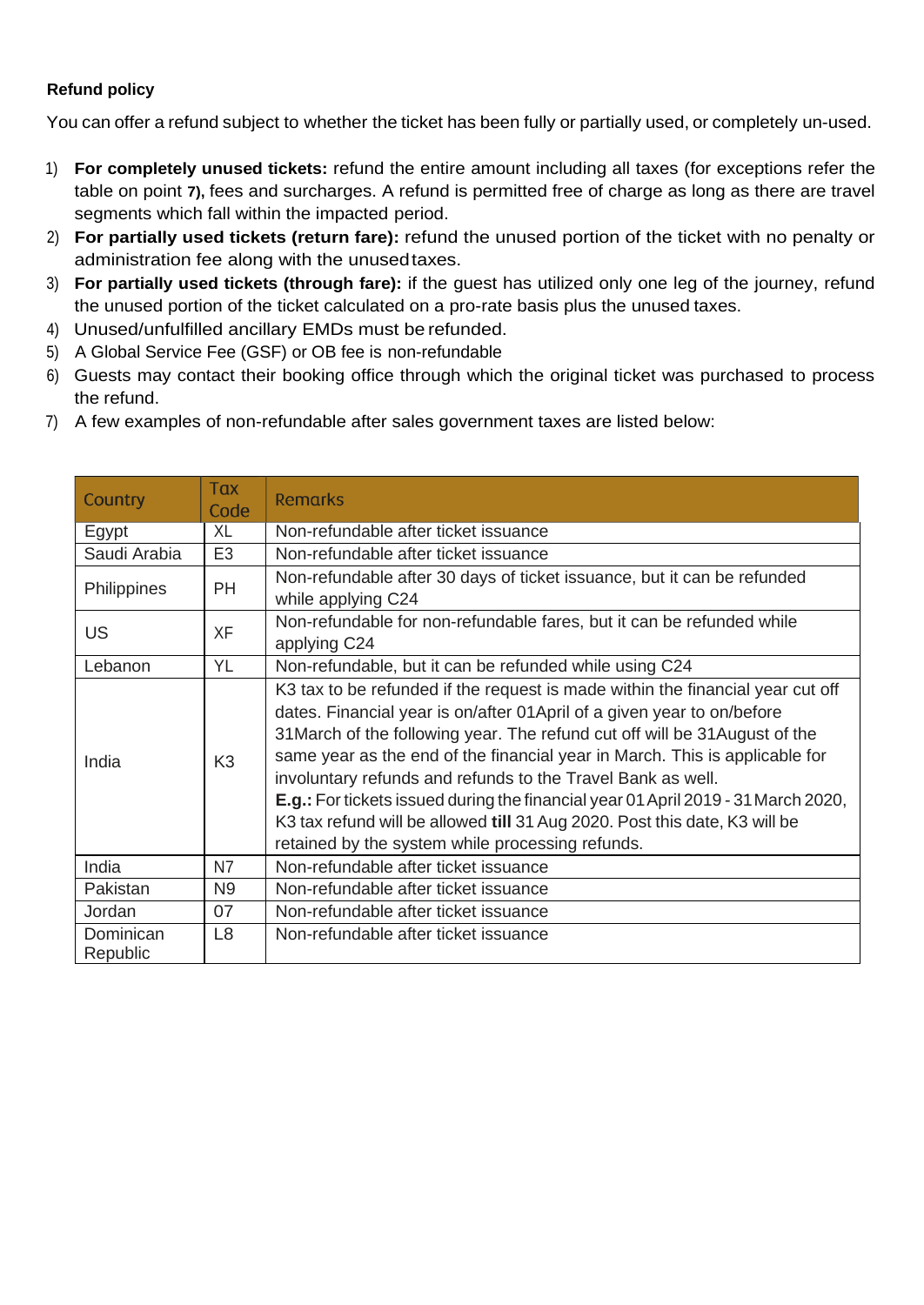**Refund policy**

You can offer a refund subject to whether the ticket has been fully or partially used, or completely un-used.

1) **For completely unused tickets:** refund the entire amount including all taxes (for exceptions refer the table on point **7)**, fees and surcharges. A refund is permitted free of charge as long as there are travel segments which fall within the impacted period.
2) **For partially used tickets (return fare):** refund the unused portion of the ticket with no penalty or administration fee along with the unused taxes.
3) **For partially used tickets (through fare):** if the guest has utilized only one leg of the journey, refund the unused portion of the ticket calculated on a pro-rate basis plus the unused taxes.
4) Unused/unfulfilled ancillary EMDs must be refunded.
5) A Global Service Fee (GSF) or OB fee is non-refundable
6) Guests may contact their booking office through which the original ticket was purchased to process the refund.
7) A few examples of non-refundable after sales government taxes are listed below:

| Country | Tax Code | Remarks |
|---|---|---|
| Egypt | XL | Non-refundable after ticket issuance |
| Saudi Arabia | E3 | Non-refundable after ticket issuance |
| Philippines | PH | Non-refundable after 30 days of ticket issuance, but it can be refunded while applying C24 |
| US | XF | Non-refundable for non-refundable fares, but it can be refunded while applying C24 |
| Lebanon | YL | Non-refundable, but it can be refunded while using C24 |
| India | K3 | K3 tax to be refunded if the request is made within the financial year cut off dates. Financial year is on/after 01April of a given year to on/before 31March of the following year. The refund cut off will be 31August of the same year as the end of the financial year in March. This is applicable for involuntary refunds and refunds to the Travel Bank as well. **E.g.:** For tickets issued during the financial year 01 April 2019 - 31 March 2020, K3 tax refund will be allowed **till** 31 Aug 2020. Post this date, K3 will be retained by the system while processing refunds. |
| India | N7 | Non-refundable after ticket issuance |
| Pakistan | N9 | Non-refundable after ticket issuance |
| Jordan | 07 | Non-refundable after ticket issuance |
| Dominican Republic | L8 | Non-refundable after ticket issuance |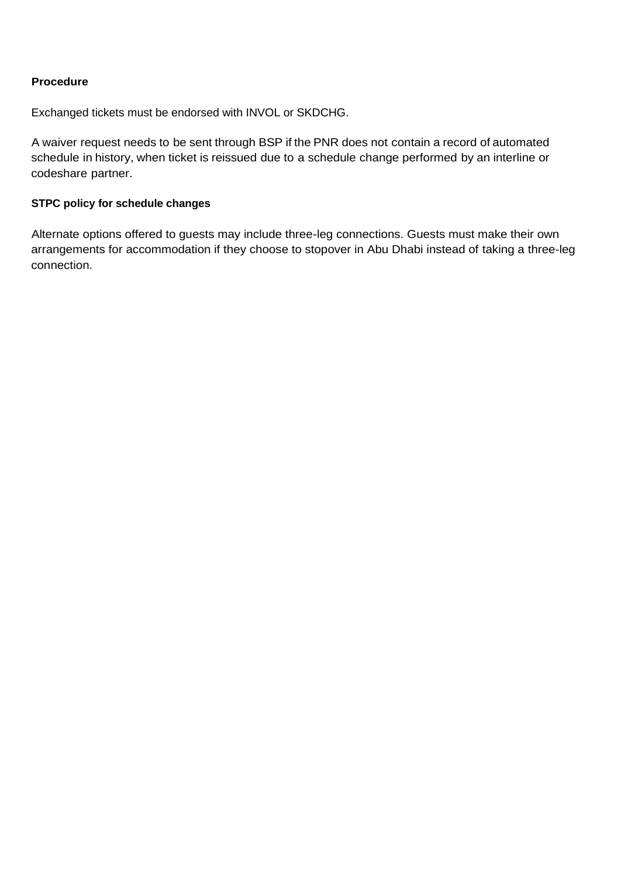**Procedure**

Exchanged tickets must be endorsed with INVOL or SKDCHG.

A waiver request needs to be sent through BSP if the PNR does not contain a record of automated schedule in history, when ticket is reissued due to a schedule change performed by an interline or codeshare partner.

**STPC policy for schedule changes**

Alternate options offered to guests may include three-leg connections. Guests must make their own arrangements for accommodation if they choose to stopover in Abu Dhabi instead of taking a three-leg connection.